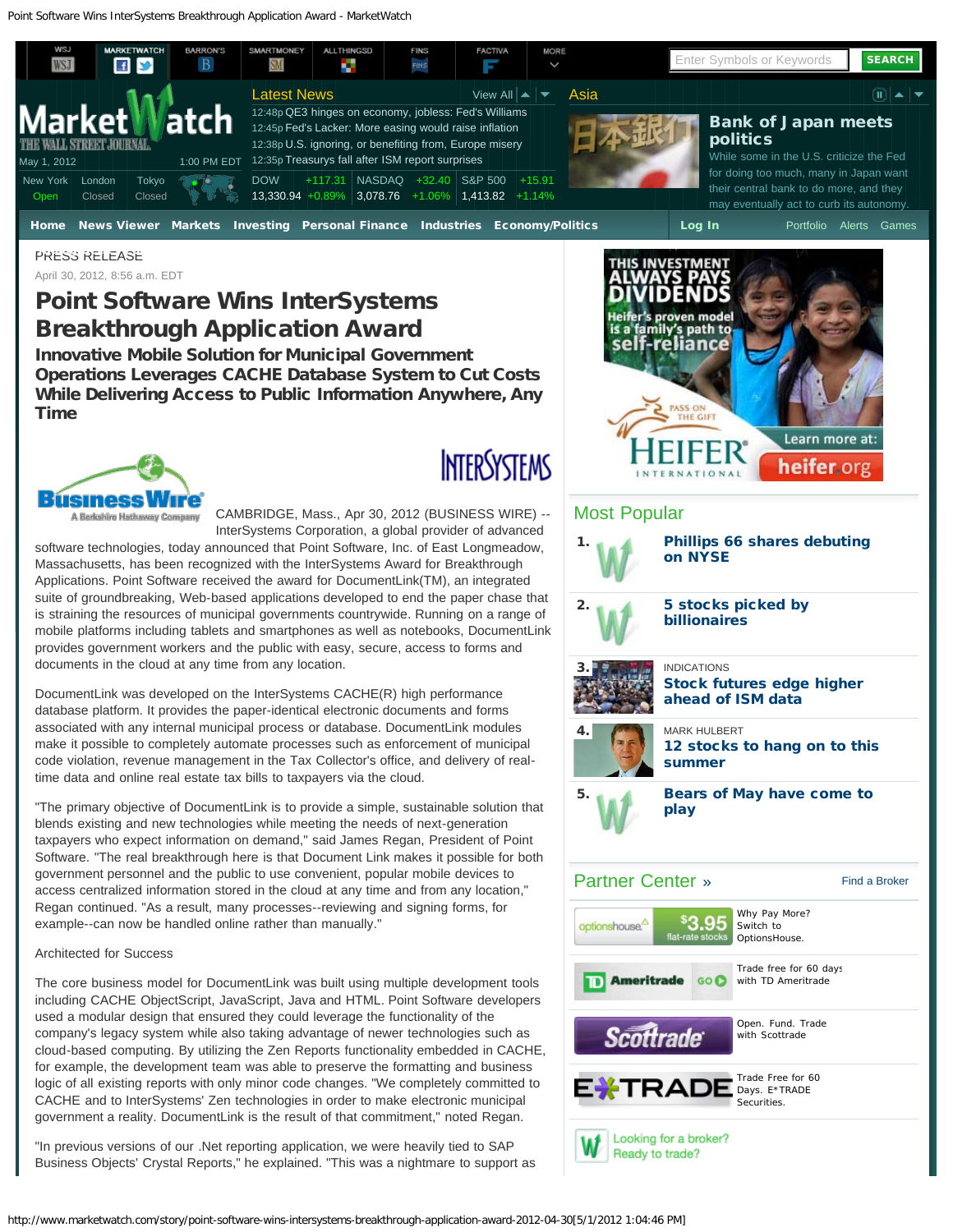PRESS RELEASE

April 30, 2012, 8:56 a.m. EDT

# Point Software Wins InterSystems Breakthrough Application Award

## Innovative Mobile Solution for Municipal Government Operations Leverages CACHE Database System to Cut Costs While Delivering Access to Public Information Anywhere, Any Time

CAMBRIDGE, Mass., Apr 30, 2012 (BUSINESS WIRE) -- InterSystems Corporation, a global provider of advanced software technologies, today announced that Point Software, Inc. of East Longmeadow, Massachusetts, has been recognized with the InterSystems Award for Breakthrough Applications. Point Software received the award for DocumentLink(TM), an integrated suite of groundbreaking, Web-based applications developed to end the paper chase that is straining the resources of municipal governments countrywide. Running on a range of mobile platforms including tablets and smartphones as well as notebooks, DocumentLink provides government workers and the public with easy, secure, access to forms and documents in the cloud at any time from any location.

DocumentLink was developed on the InterSystems CACHE(R) high performance database platform. It provides the paper-identical electronic documents and forms associated with any internal municipal process or database. DocumentLink modules make it possible to completely automate processes such as enforcement of municipal code violation, revenue management in the Tax Collector's office, and delivery of real-time data and online real estate tax bills to taxpayers via the cloud.

"The primary objective of DocumentLink is to provide a simple, sustainable solution that blends existing and new technologies while meeting the needs of next-generation taxpayers who expect information on demand," said James Regan, President of Point Software. "The real breakthrough here is that Document Link makes it possible for both government personnel and the public to use convenient, popular mobile devices to access centralized information stored in the cloud at any time and from any location," Regan continued. "As a result, many processes--reviewing and signing forms, for example--can now be handled online rather than manually."

Architected for Success

The core business model for DocumentLink was built using multiple development tools including CACHE ObjectScript, JavaScript, Java and HTML. Point Software developers used a modular design that ensured they could leverage the functionality of the company's legacy system while also taking advantage of newer technologies such as cloud-based computing. By utilizing the Zen Reports functionality embedded in CACHE, for example, the development team was able to preserve the formatting and business logic of all existing reports with only minor code changes. "We completely committed to CACHE and to InterSystems' Zen technologies in order to make electronic municipal government a reality. DocumentLink is the result of that commitment," noted Regan.

"In previous versions of our .Net reporting application, we were heavily tied to SAP Business Objects' Crystal Reports," he explained. "This was a nightmare to support as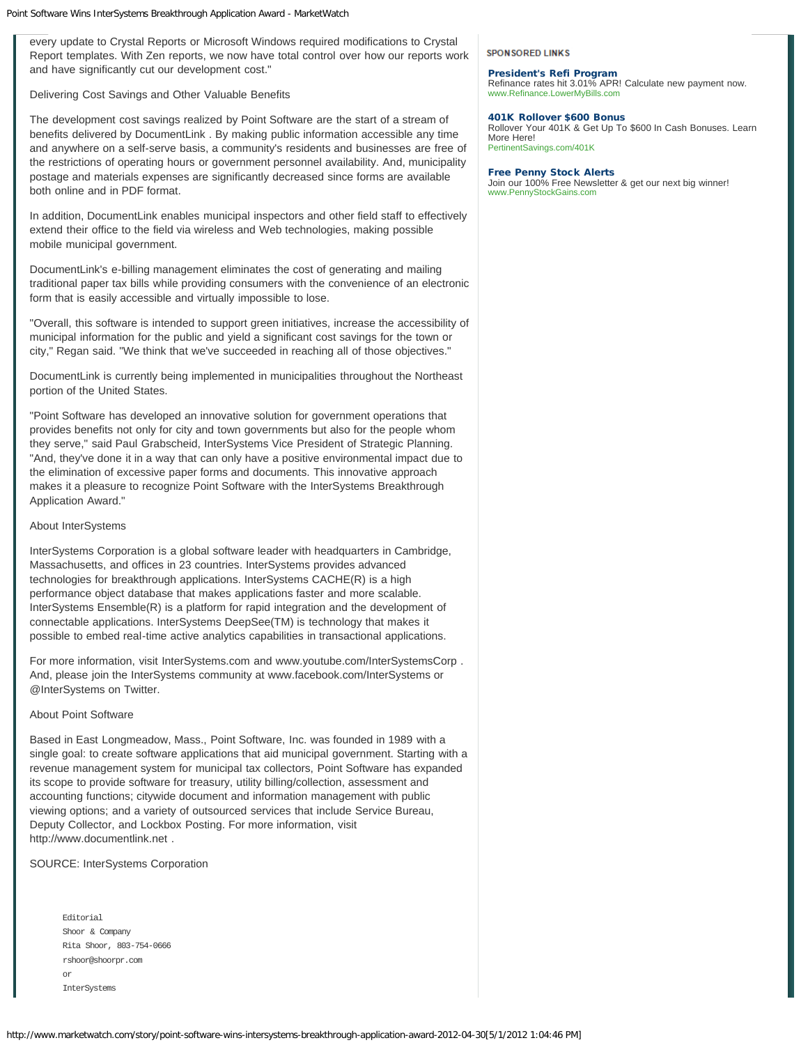every update to Crystal Reports or Microsoft Windows required modifications to Crystal Report templates. With Zen reports, we now have total control over how our reports work and have significantly cut our development cost."

Delivering Cost Savings and Other Valuable Benefits

The development cost savings realized by Point Software are the start of a stream of benefits delivered by DocumentLink . By making public information accessible any time and anywhere on a self-serve basis, a community's residents and businesses are free of the restrictions of operating hours or government personnel availability. And, municipality postage and materials expenses are significantly decreased since forms are available both online and in PDF format.

In addition, DocumentLink enables municipal inspectors and other field staff to effectively extend their office to the field via wireless and Web technologies, making possible mobile municipal government.

DocumentLink's e-billing management eliminates the cost of generating and mailing traditional paper tax bills while providing consumers with the convenience of an electronic form that is easily accessible and virtually impossible to lose.

"Overall, this software is intended to support green initiatives, increase the accessibility of municipal information for the public and yield a significant cost savings for the town or city," Regan said. "We think that we've succeeded in reaching all of those objectives."

DocumentLink is currently being implemented in municipalities throughout the Northeast portion of the United States.

"Point Software has developed an innovative solution for government operations that provides benefits not only for city and town governments but also for the people whom they serve," said Paul Grabscheid, InterSystems Vice President of Strategic Planning. "And, they've done it in a way that can only have a positive environmental impact due to the elimination of excessive paper forms and documents. This innovative approach makes it a pleasure to recognize Point Software with the InterSystems Breakthrough Application Award."

About InterSystems

InterSystems Corporation is a global software leader with headquarters in Cambridge, Massachusetts, and offices in 23 countries. InterSystems provides advanced technologies for breakthrough applications. InterSystems CACHE(R) is a high performance object database that makes applications faster and more scalable. InterSystems Ensemble(R) is a platform for rapid integration and the development of connectable applications. InterSystems DeepSee(TM) is technology that makes it possible to embed real-time active analytics capabilities in transactional applications.

For more information, visit InterSystems.com and www.youtube.com/InterSystemsCorp . And, please join the InterSystems community at www.facebook.com/InterSystems or @InterSystems on Twitter.

About Point Software

Based in East Longmeadow, Mass., Point Software, Inc. was founded in 1989 with a single goal: to create software applications that aid municipal government. Starting with a revenue management system for municipal tax collectors, Point Software has expanded its scope to provide software for treasury, utility billing/collection, assessment and accounting functions; citywide document and information management with public viewing options; and a variety of outsourced services that include Service Bureau, Deputy Collector, and Lockbox Posting. For more information, visit http://www.documentlink.net .

SOURCE: InterSystems Corporation

```
Editorial
Shoor & Company
Rita Shoor, 803-754-0666
rshoor@shoorpr.com
or
InterSystems
```

SPONSORED LINKS

**President's Refi Program**
Refinance rates hit 3.01% APR! Calculate new payment now.
www.Refinance.LowerMyBills.com

**401K Rollover $600 Bonus**
Rollover Your 401K & Get Up To $600 In Cash Bonuses. Learn More Here!
PertinentSavings.com/401K

**Free Penny Stock Alerts**
Join our 100% Free Newsletter & get our next big winner!
www.PennyStockGains.com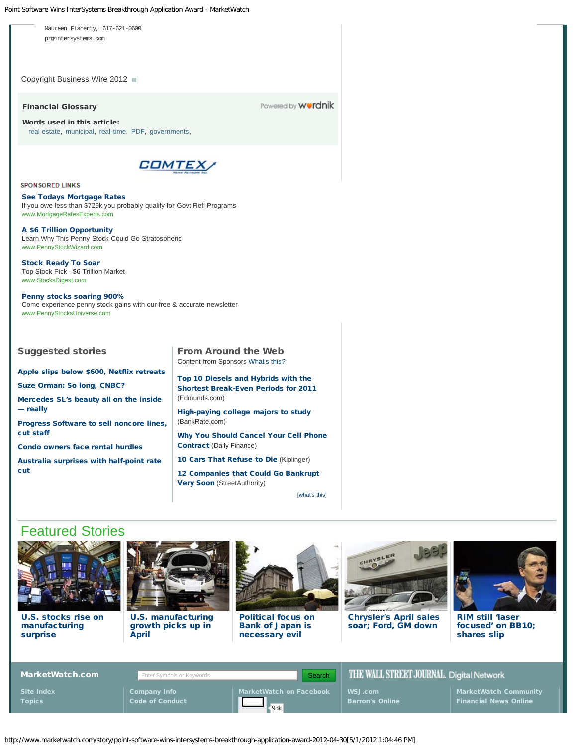Maureen Flaherty, 617-621-0600
pr@intersystems.com

Copyright Business Wire 2012

**Financial Glossary**

Powered by wordnik

**Words used in this article:**
real estate, municipal, real-time, PDF, governments,

COMTEX

SPONSORED LINKS

**See Todays Mortgage Rates**
If you owe less than $729k you probably qualify for Govt Refi Programs
www.MortgageRatesExperts.com

**A $6 Trillion Opportunity**
Learn Why This Penny Stock Could Go Stratospheric
www.PennyStockWizard.com

**Stock Ready To Soar**
Top Stock Pick - $6 Trillion Market
www.StocksDigest.com

**Penny stocks soaring 900%**
Come experience penny stock gains with our free & accurate newsletter
www.PennyStocksUniverse.com

## Suggested stories

- **Apple slips below $600, Netflix retreats**
- **Suze Orman: So long, CNBC?**
- **Mercedes SL's beauty all on the inside — really**
- **Progress Software to sell noncore lines, cut staff**
- **Condo owners face rental hurdles**
- **Australia surprises with half-point rate cut**

## From Around the Web

Content from Sponsors What's this?

- **Top 10 Diesels and Hybrids with the Shortest Break-Even Periods for 2011** (Edmunds.com)
- **High-paying college majors to study** (BankRate.com)
- **Why You Should Cancel Your Cell Phone Contract** (Daily Finance)
- **10 Cars That Refuse to Die** (Kiplinger)
- **12 Companies that Could Go Bankrupt Very Soon** (StreetAuthority)

[what's this]

## Featured Stories

- **U.S. stocks rise on manufacturing surprise**
- **U.S. manufacturing growth picks up in April**
- **Political focus on Bank of Japan is necessary evil**
- **Chrysler's April sales soar; Ford, GM down**
- **RIM still 'laser focused' on BB10; shares slip**

**MarketWatch.com**

Enter Symbols or Keywords | Search

THE WALL STREET JOURNAL. Digital Network

Site Index
Topics

Company Info
Code of Conduct

MarketWatch on Facebook
93k

WSJ.com
Barron's Online

MarketWatch Community
Financial News Online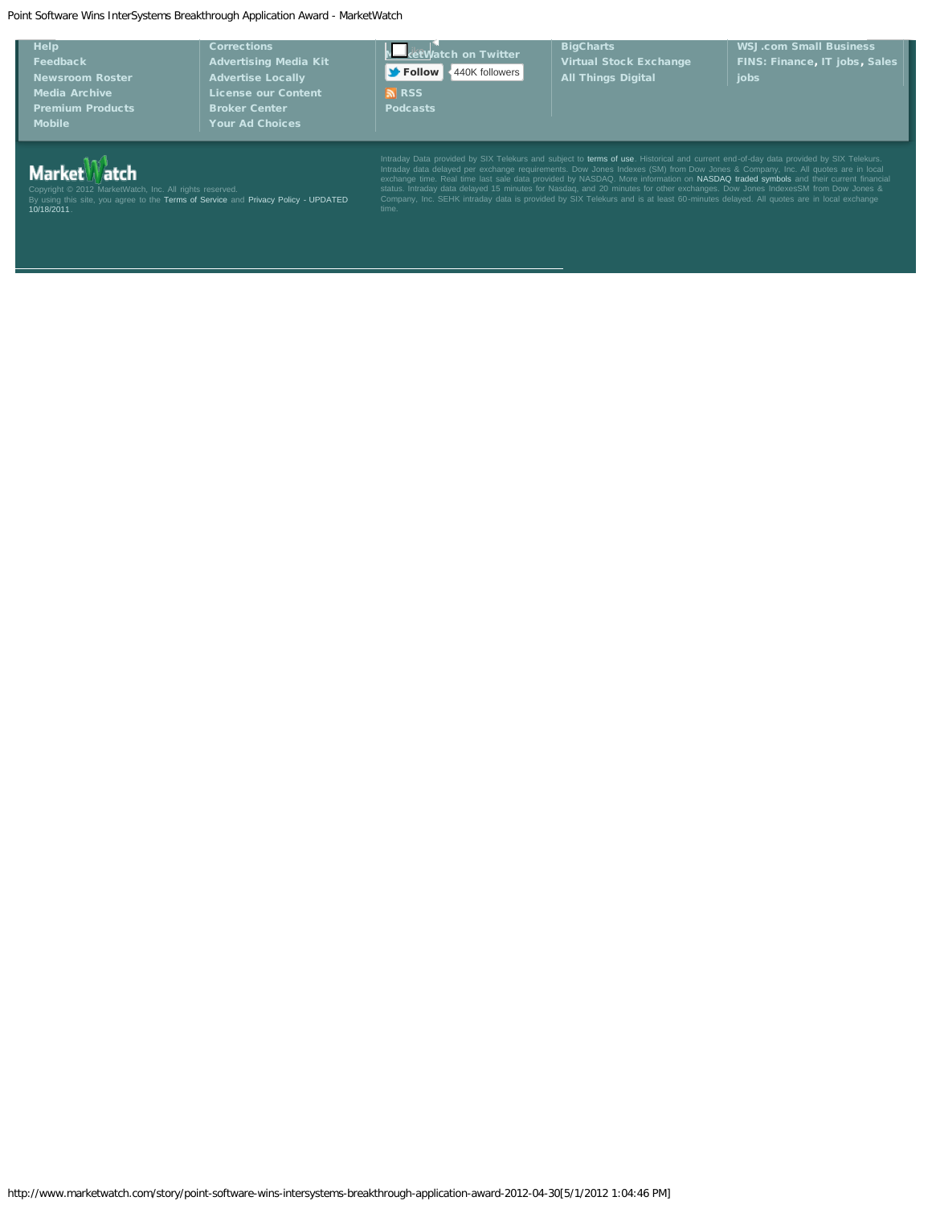Help
Feedback
Newsroom Roster
Media Archive
Premium Products
Mobile

Corrections
Advertising Media Kit
Advertise Locally
License our Content
Broker Center
Your Ad Choices

MarketWatch on Twitter
Follow 440K followers
RSS
Podcasts

BigCharts
Virtual Stock Exchange
All Things Digital

WSJ.com Small Business
FINS: Finance, IT jobs, Sales jobs

MarketWatch

Copyright © 2012 MarketWatch, Inc. All rights reserved.
By using this site, you agree to the Terms of Service and Privacy Policy - UPDATED 10/18/2011.

Intraday Data provided by SIX Telekurs and subject to terms of use. Historical and current end-of-day data provided by SIX Telekurs. Intraday data delayed per exchange requirements. Dow Jones Indexes (SM) from Dow Jones & Company, Inc. All quotes are in local exchange time. Real time last sale data provided by NASDAQ. More information on NASDAQ traded symbols and their current financial status. Intraday data delayed 15 minutes for Nasdaq, and 20 minutes for other exchanges. Dow Jones IndexesSM from Dow Jones & Company, Inc. SEHK intraday data is provided by SIX Telekurs and is at least 60-minutes delayed. All quotes are in local exchange time.